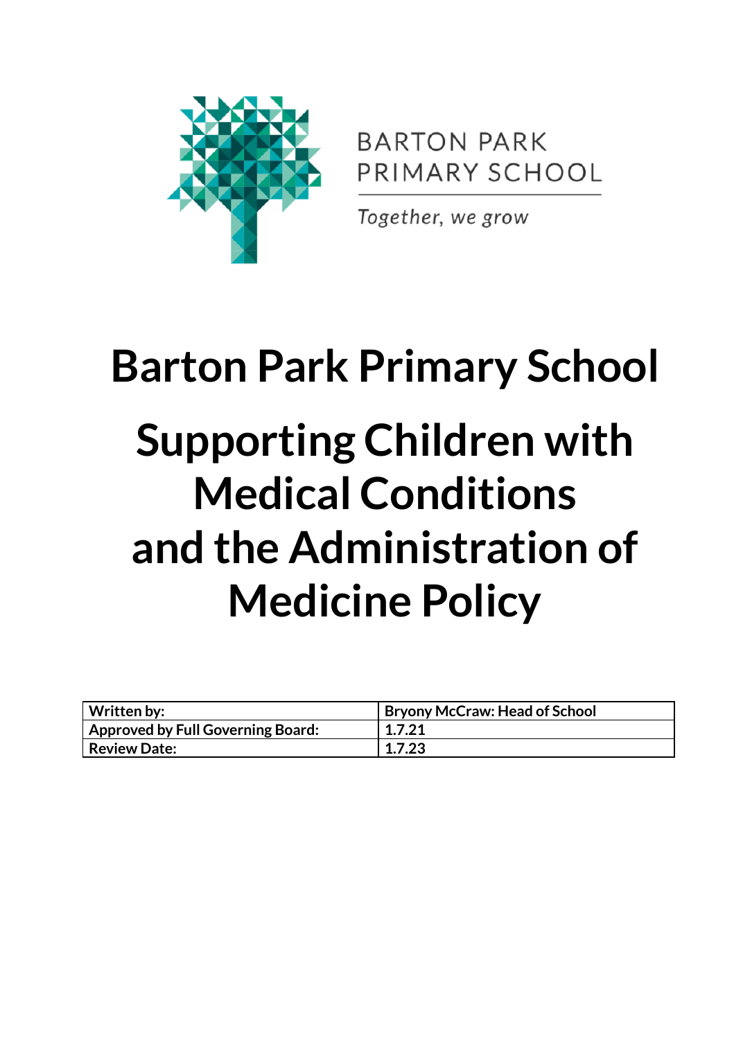BARTON PARK
PRIMARY SCHOOL

*Together, we grow*

# Barton Park Primary School

# Supporting Children with Medical Conditions and the Administration of Medicine Policy

| Written by: | Bryony McCraw: Head of School |
|---|---|
| Approved by Full Governing Board: | 1.7.21 |
| Review Date: | 1.7.23 |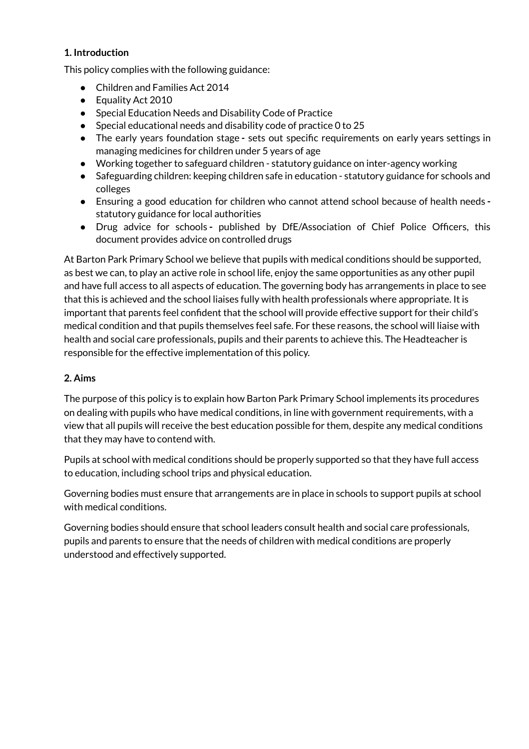## 1. Introduction

This policy complies with the following guidance:

- Children and Families Act 2014
- Equality Act 2010
- Special Education Needs and Disability Code of Practice
- Special educational needs and disability code of practice 0 to 25
- The early years foundation stage - sets out specific requirements on early years settings in managing medicines for children under 5 years of age
- Working together to safeguard children - statutory guidance on inter-agency working
- Safeguarding children: keeping children safe in education - statutory guidance for schools and colleges
- Ensuring a good education for children who cannot attend school because of health needs - statutory guidance for local authorities
- Drug advice for schools - published by DfE/Association of Chief Police Officers, this document provides advice on controlled drugs

At Barton Park Primary School we believe that pupils with medical conditions should be supported, as best we can, to play an active role in school life, enjoy the same opportunities as any other pupil and have full access to all aspects of education. The governing body has arrangements in place to see that this is achieved and the school liaises fully with health professionals where appropriate. It is important that parents feel confident that the school will provide effective support for their child's medical condition and that pupils themselves feel safe. For these reasons, the school will liaise with health and social care professionals, pupils and their parents to achieve this. The Headteacher is responsible for the effective implementation of this policy.

## 2. Aims

The purpose of this policy is to explain how Barton Park Primary School implements its procedures on dealing with pupils who have medical conditions, in line with government requirements, with a view that all pupils will receive the best education possible for them, despite any medical conditions that they may have to contend with.

Pupils at school with medical conditions should be properly supported so that they have full access to education, including school trips and physical education.

Governing bodies must ensure that arrangements are in place in schools to support pupils at school with medical conditions.

Governing bodies should ensure that school leaders consult health and social care professionals, pupils and parents to ensure that the needs of children with medical conditions are properly understood and effectively supported.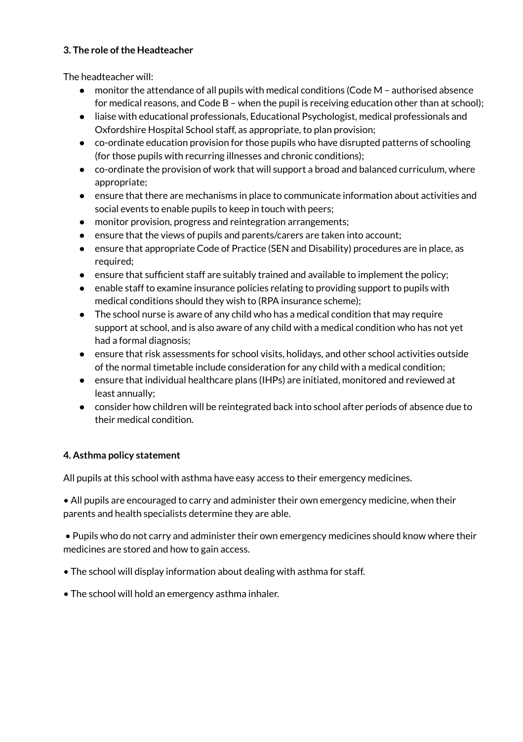**3. The role of the Headteacher**

The headteacher will:

- monitor the attendance of all pupils with medical conditions (Code M – authorised absence for medical reasons, and Code B – when the pupil is receiving education other than at school);
- liaise with educational professionals, Educational Psychologist, medical professionals and Oxfordshire Hospital School staff, as appropriate, to plan provision;
- co-ordinate education provision for those pupils who have disrupted patterns of schooling (for those pupils with recurring illnesses and chronic conditions);
- co-ordinate the provision of work that will support a broad and balanced curriculum, where appropriate;
- ensure that there are mechanisms in place to communicate information about activities and social events to enable pupils to keep in touch with peers;
- monitor provision, progress and reintegration arrangements;
- ensure that the views of pupils and parents/carers are taken into account;
- ensure that appropriate Code of Practice (SEN and Disability) procedures are in place, as required;
- ensure that sufficient staff are suitably trained and available to implement the policy;
- enable staff to examine insurance policies relating to providing support to pupils with medical conditions should they wish to (RPA insurance scheme);
- The school nurse is aware of any child who has a medical condition that may require support at school, and is also aware of any child with a medical condition who has not yet had a formal diagnosis;
- ensure that risk assessments for school visits, holidays, and other school activities outside of the normal timetable include consideration for any child with a medical condition;
- ensure that individual healthcare plans (IHPs) are initiated, monitored and reviewed at least annually;
- consider how children will be reintegrated back into school after periods of absence due to their medical condition.

**4. Asthma policy statement**

All pupils at this school with asthma have easy access to their emergency medicines.

• All pupils are encouraged to carry and administer their own emergency medicine, when their parents and health specialists determine they are able.

• Pupils who do not carry and administer their own emergency medicines should know where their medicines are stored and how to gain access.

• The school will display information about dealing with asthma for staff.

• The school will hold an emergency asthma inhaler.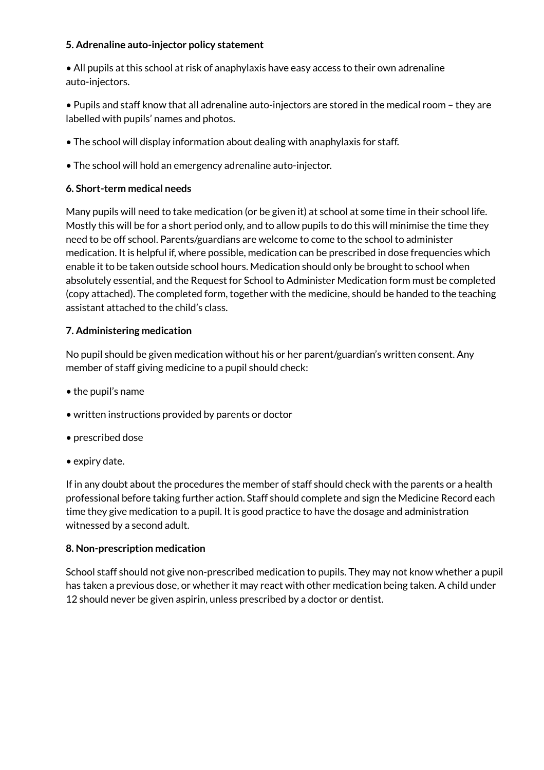**5. Adrenaline auto-injector policy statement**

- All pupils at this school at risk of anaphylaxis have easy access to their own adrenaline auto-injectors.
- Pupils and staff know that all adrenaline auto-injectors are stored in the medical room – they are labelled with pupils' names and photos.
- The school will display information about dealing with anaphylaxis for staff.
- The school will hold an emergency adrenaline auto-injector.

**6. Short-term medical needs**

Many pupils will need to take medication (or be given it) at school at some time in their school life. Mostly this will be for a short period only, and to allow pupils to do this will minimise the time they need to be off school. Parents/guardians are welcome to come to the school to administer medication. It is helpful if, where possible, medication can be prescribed in dose frequencies which enable it to be taken outside school hours. Medication should only be brought to school when absolutely essential, and the Request for School to Administer Medication form must be completed (copy attached). The completed form, together with the medicine, should be handed to the teaching assistant attached to the child's class.

**7. Administering medication**

No pupil should be given medication without his or her parent/guardian's written consent. Any member of staff giving medicine to a pupil should check:

- the pupil's name
- written instructions provided by parents or doctor
- prescribed dose
- expiry date.

If in any doubt about the procedures the member of staff should check with the parents or a health professional before taking further action. Staff should complete and sign the Medicine Record each time they give medication to a pupil. It is good practice to have the dosage and administration witnessed by a second adult.

**8. Non-prescription medication**

School staff should not give non-prescribed medication to pupils. They may not know whether a pupil has taken a previous dose, or whether it may react with other medication being taken. A child under 12 should never be given aspirin, unless prescribed by a doctor or dentist.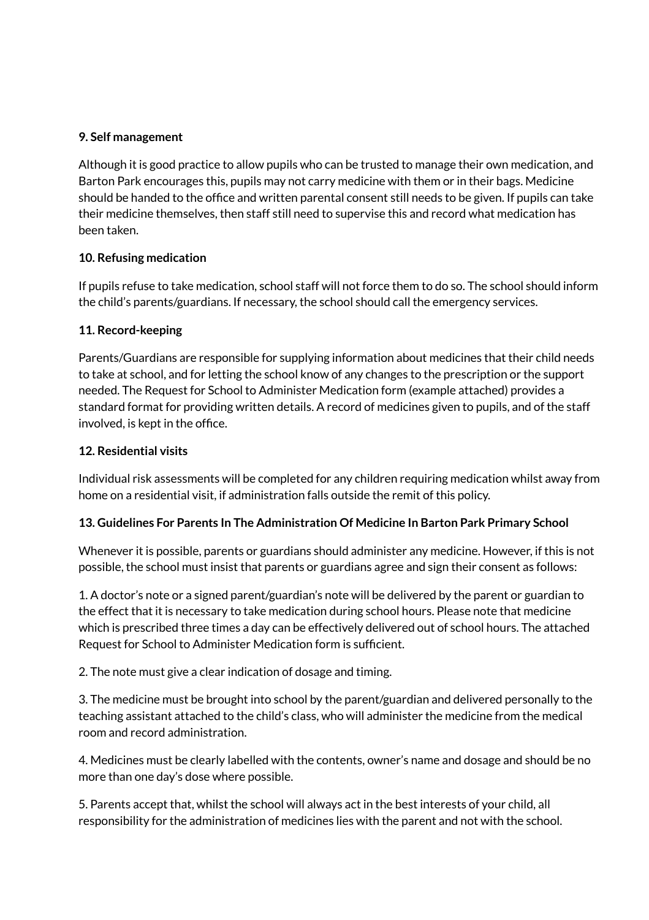**9. Self management**

Although it is good practice to allow pupils who can be trusted to manage their own medication, and Barton Park encourages this, pupils may not carry medicine with them or in their bags. Medicine should be handed to the office and written parental consent still needs to be given. If pupils can take their medicine themselves, then staff still need to supervise this and record what medication has been taken.

**10. Refusing medication**

If pupils refuse to take medication, school staff will not force them to do so. The school should inform the child's parents/guardians. If necessary, the school should call the emergency services.

**11. Record-keeping**

Parents/Guardians are responsible for supplying information about medicines that their child needs to take at school, and for letting the school know of any changes to the prescription or the support needed. The Request for School to Administer Medication form (example attached) provides a standard format for providing written details. A record of medicines given to pupils, and of the staff involved, is kept in the office.

**12. Residential visits**

Individual risk assessments will be completed for any children requiring medication whilst away from home on a residential visit, if administration falls outside the remit of this policy.

**13. Guidelines For Parents In The Administration Of Medicine In Barton Park Primary School**

Whenever it is possible, parents or guardians should administer any medicine. However, if this is not possible, the school must insist that parents or guardians agree and sign their consent as follows:

1. A doctor's note or a signed parent/guardian's note will be delivered by the parent or guardian to the effect that it is necessary to take medication during school hours. Please note that medicine which is prescribed three times a day can be effectively delivered out of school hours. The attached Request for School to Administer Medication form is sufficient.

2. The note must give a clear indication of dosage and timing.

3. The medicine must be brought into school by the parent/guardian and delivered personally to the teaching assistant attached to the child's class, who will administer the medicine from the medical room and record administration.

4. Medicines must be clearly labelled with the contents, owner's name and dosage and should be no more than one day's dose where possible.

5. Parents accept that, whilst the school will always act in the best interests of your child, all responsibility for the administration of medicines lies with the parent and not with the school.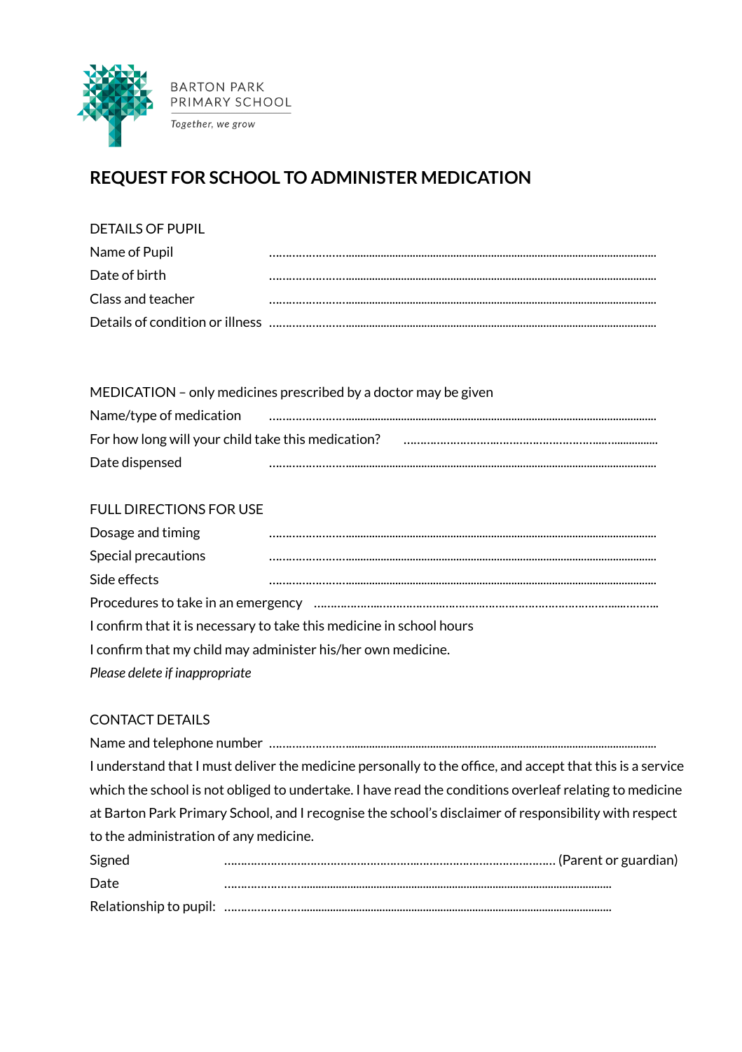BARTON PARK
PRIMARY SCHOOL

*Together, we grow*

# REQUEST FOR SCHOOL TO ADMINISTER MEDICATION

DETAILS OF PUPIL

Name of Pupil ..............................................................................................................................

Date of birth ..............................................................................................................................

Class and teacher ..............................................................................................................................

Details of condition or illness ..............................................................................................................................

MEDICATION – only medicines prescribed by a doctor may be given

Name/type of medication ..............................................................................................................................

For how long will your child take this medication? ..............................................................................

Date dispensed ..............................................................................................................................

FULL DIRECTIONS FOR USE

Dosage and timing ..............................................................................................................................

Special precautions ..............................................................................................................................

Side effects ..............................................................................................................................

Procedures to take in an emergency ..............................................................................................

I confirm that it is necessary to take this medicine in school hours

I confirm that my child may administer his/her own medicine.

*Please delete if inappropriate*

CONTACT DETAILS

Name and telephone number ..............................................................................................................................

I understand that I must deliver the medicine personally to the office, and accept that this is a service which the school is not obliged to undertake. I have read the conditions overleaf relating to medicine at Barton Park Primary School, and I recognise the school's disclaimer of responsibility with respect to the administration of any medicine.

Signed ........................................................................................... (Parent or guardian)

Date ..............................................................................................................................

Relationship to pupil: ..............................................................................................................................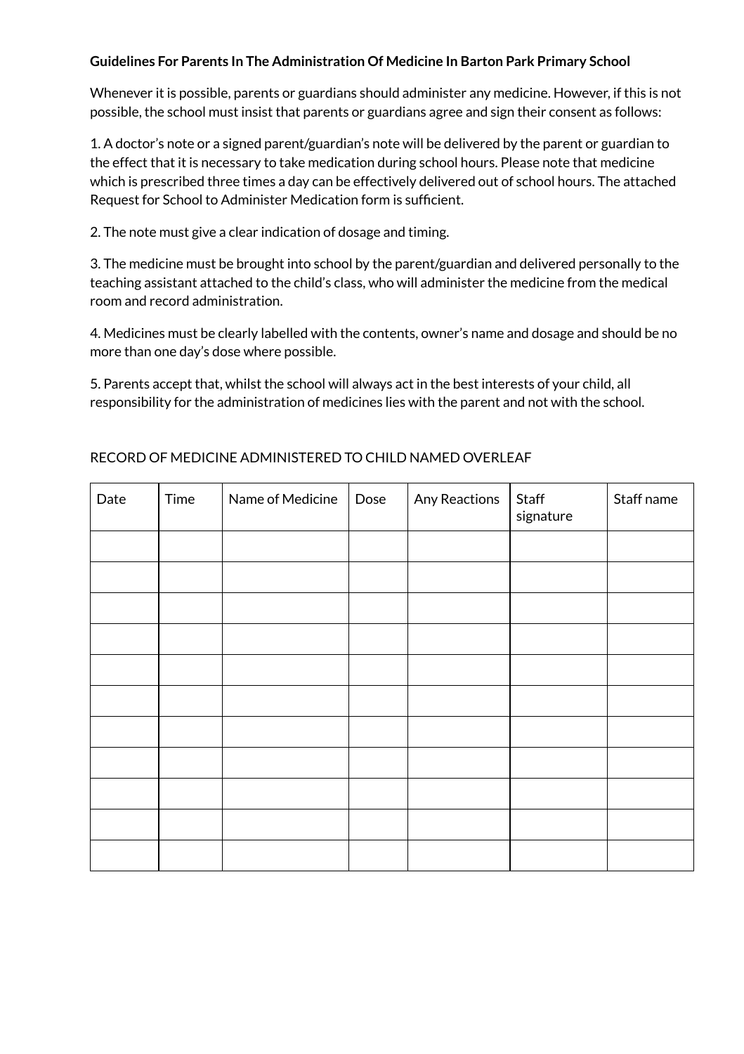**Guidelines For Parents In The Administration Of Medicine In Barton Park Primary School**

Whenever it is possible, parents or guardians should administer any medicine. However, if this is not possible, the school must insist that parents or guardians agree and sign their consent as follows:

1. A doctor's note or a signed parent/guardian's note will be delivered by the parent or guardian to the effect that it is necessary to take medication during school hours. Please note that medicine which is prescribed three times a day can be effectively delivered out of school hours. The attached Request for School to Administer Medication form is sufficient.

2. The note must give a clear indication of dosage and timing.

3. The medicine must be brought into school by the parent/guardian and delivered personally to the teaching assistant attached to the child's class, who will administer the medicine from the medical room and record administration.

4. Medicines must be clearly labelled with the contents, owner's name and dosage and should be no more than one day's dose where possible.

5. Parents accept that, whilst the school will always act in the best interests of your child, all responsibility for the administration of medicines lies with the parent and not with the school.

RECORD OF MEDICINE ADMINISTERED TO CHILD NAMED OVERLEAF

| Date | Time | Name of Medicine | Dose | Any Reactions | Staff signature | Staff name |
|---|---|---|---|---|---|---|
| | | | | | | |
| | | | | | | |
| | | | | | | |
| | | | | | | |
| | | | | | | |
| | | | | | | |
| | | | | | | |
| | | | | | | |
| | | | | | | |
| | | | | | | |
| | | | | | | |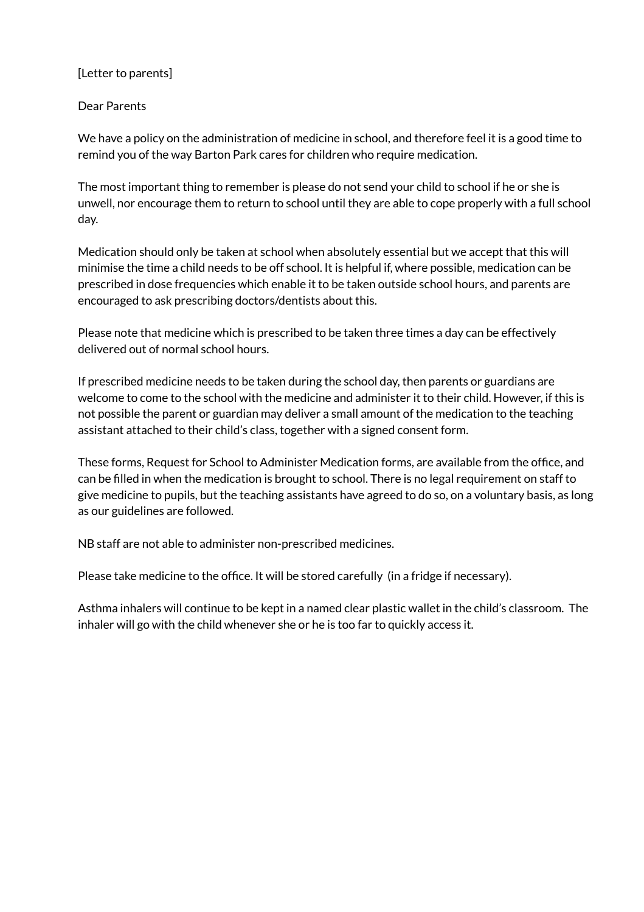[Letter to parents]

Dear Parents

We have a policy on the administration of medicine in school, and therefore feel it is a good time to remind you of the way Barton Park cares for children who require medication.

The most important thing to remember is please do not send your child to school if he or she is unwell, nor encourage them to return to school until they are able to cope properly with a full school day.

Medication should only be taken at school when absolutely essential but we accept that this will minimise the time a child needs to be off school. It is helpful if, where possible, medication can be prescribed in dose frequencies which enable it to be taken outside school hours, and parents are encouraged to ask prescribing doctors/dentists about this.

Please note that medicine which is prescribed to be taken three times a day can be effectively delivered out of normal school hours.

If prescribed medicine needs to be taken during the school day, then parents or guardians are welcome to come to the school with the medicine and administer it to their child. However, if this is not possible the parent or guardian may deliver a small amount of the medication to the teaching assistant attached to their child's class, together with a signed consent form.

These forms, Request for School to Administer Medication forms, are available from the office, and can be filled in when the medication is brought to school. There is no legal requirement on staff to give medicine to pupils, but the teaching assistants have agreed to do so, on a voluntary basis, as long as our guidelines are followed.

NB staff are not able to administer non-prescribed medicines.

Please take medicine to the office. It will be stored carefully (in a fridge if necessary).

Asthma inhalers will continue to be kept in a named clear plastic wallet in the child's classroom. The inhaler will go with the child whenever she or he is too far to quickly access it.